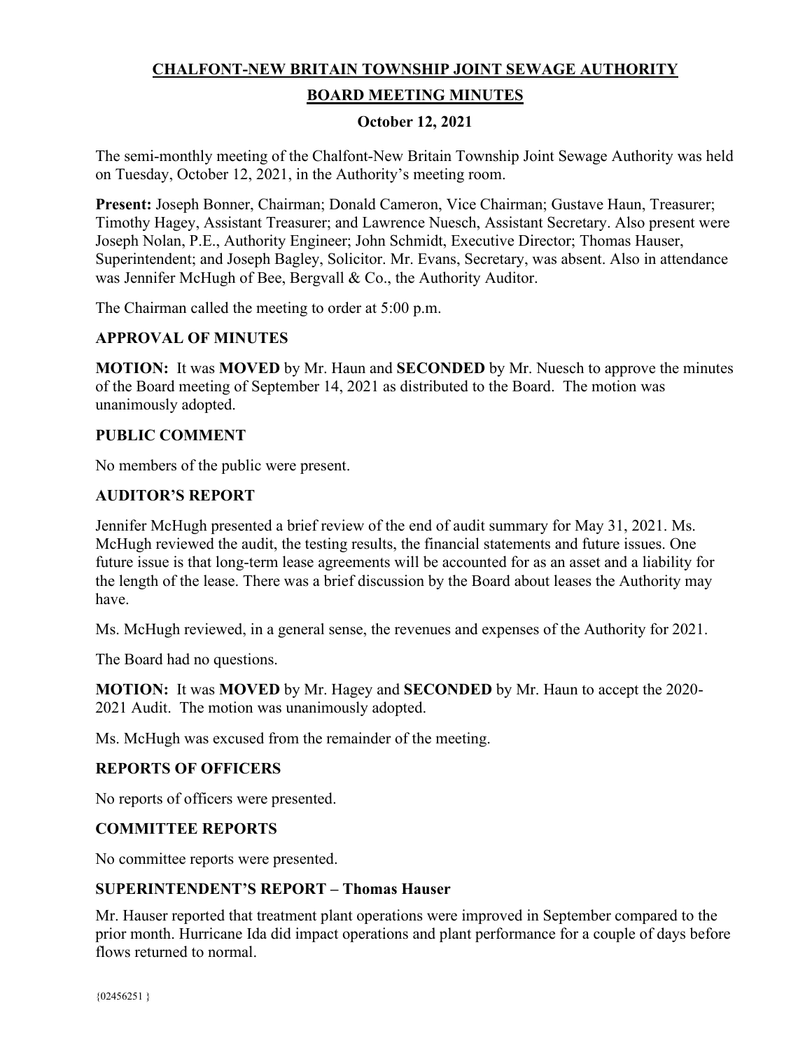# CHALFONT-NEW BRITAIN TOWNSHIP JOINT SEWAGE AUTHORITY

## BOARD MEETING MINUTES

### October 12, 2021

The semi-monthly meeting of the Chalfont-New Britain Township Joint Sewage Authority was held on Tuesday, October 12, 2021, in the Authority's meeting room.

**Present:** Joseph Bonner, Chairman; Donald Cameron, Vice Chairman; Gustave Haun, Treasurer; Timothy Hagey, Assistant Treasurer; and Lawrence Nuesch, Assistant Secretary. Also present were Joseph Nolan, P.E., Authority Engineer; John Schmidt, Executive Director; Thomas Hauser, Superintendent; and Joseph Bagley, Solicitor. Mr. Evans, Secretary, was absent. Also in attendance was Jennifer McHugh of Bee, Bergvall & Co., the Authority Auditor.

The Chairman called the meeting to order at 5:00 p.m.

### APPROVAL OF MINUTES

**MOTION:** It was **MOVED** by Mr. Haun and **SECONDED** by Mr. Nuesch to approve the minutes of the Board meeting of September 14, 2021 as distributed to the Board. The motion was unanimously adopted.

### PUBLIC COMMENT

No members of the public were present.

### AUDITOR'S REPORT

Jennifer McHugh presented a brief review of the end of audit summary for May 31, 2021. Ms. McHugh reviewed the audit, the testing results, the financial statements and future issues. One future issue is that long-term lease agreements will be accounted for as an asset and a liability for the length of the lease. There was a brief discussion by the Board about leases the Authority may have.

Ms. McHugh reviewed, in a general sense, the revenues and expenses of the Authority for 2021.

The Board had no questions.

**MOTION:** It was **MOVED** by Mr. Hagey and **SECONDED** by Mr. Haun to accept the 2020-2021 Audit. The motion was unanimously adopted.

Ms. McHugh was excused from the remainder of the meeting.

### REPORTS OF OFFICERS

No reports of officers were presented.

### COMMITTEE REPORTS

No committee reports were presented.

### SUPERINTENDENT'S REPORT – Thomas Hauser

Mr. Hauser reported that treatment plant operations were improved in September compared to the prior month. Hurricane Ida did impact operations and plant performance for a couple of days before flows returned to normal.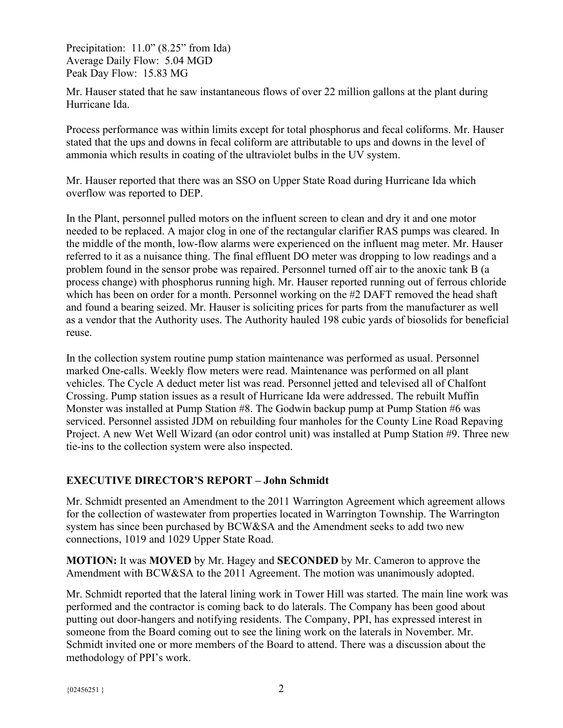Precipitation: 11.0" (8.25" from Ida)
Average Daily Flow: 5.04 MGD
Peak Day Flow: 15.83 MG

Mr. Hauser stated that he saw instantaneous flows of over 22 million gallons at the plant during Hurricane Ida.

Process performance was within limits except for total phosphorus and fecal coliforms. Mr. Hauser stated that the ups and downs in fecal coliform are attributable to ups and downs in the level of ammonia which results in coating of the ultraviolet bulbs in the UV system.

Mr. Hauser reported that there was an SSO on Upper State Road during Hurricane Ida which overflow was reported to DEP.

In the Plant, personnel pulled motors on the influent screen to clean and dry it and one motor needed to be replaced. A major clog in one of the rectangular clarifier RAS pumps was cleared. In the middle of the month, low-flow alarms were experienced on the influent mag meter. Mr. Hauser referred to it as a nuisance thing. The final effluent DO meter was dropping to low readings and a problem found in the sensor probe was repaired. Personnel turned off air to the anoxic tank B (a process change) with phosphorus running high. Mr. Hauser reported running out of ferrous chloride which has been on order for a month. Personnel working on the #2 DAFT removed the head shaft and found a bearing seized. Mr. Hauser is soliciting prices for parts from the manufacturer as well as a vendor that the Authority uses. The Authority hauled 198 cubic yards of biosolids for beneficial reuse.

In the collection system routine pump station maintenance was performed as usual. Personnel marked One-calls. Weekly flow meters were read. Maintenance was performed on all plant vehicles. The Cycle A deduct meter list was read. Personnel jetted and televised all of Chalfont Crossing. Pump station issues as a result of Hurricane Ida were addressed. The rebuilt Muffin Monster was installed at Pump Station #8. The Godwin backup pump at Pump Station #6 was serviced. Personnel assisted JDM on rebuilding four manholes for the County Line Road Repaving Project. A new Wet Well Wizard (an odor control unit) was installed at Pump Station #9. Three new tie-ins to the collection system were also inspected.

## EXECUTIVE DIRECTOR'S REPORT – John Schmidt

Mr. Schmidt presented an Amendment to the 2011 Warrington Agreement which agreement allows for the collection of wastewater from properties located in Warrington Township. The Warrington system has since been purchased by BCW&SA and the Amendment seeks to add two new connections, 1019 and 1029 Upper State Road.

**MOTION:** It was **MOVED** by Mr. Hagey and **SECONDED** by Mr. Cameron to approve the Amendment with BCW&SA to the 2011 Agreement. The motion was unanimously adopted.

Mr. Schmidt reported that the lateral lining work in Tower Hill was started. The main line work was performed and the contractor is coming back to do laterals. The Company has been good about putting out door-hangers and notifying residents. The Company, PPI, has expressed interest in someone from the Board coming out to see the lining work on the laterals in November. Mr. Schmidt invited one or more members of the Board to attend. There was a discussion about the methodology of PPI's work.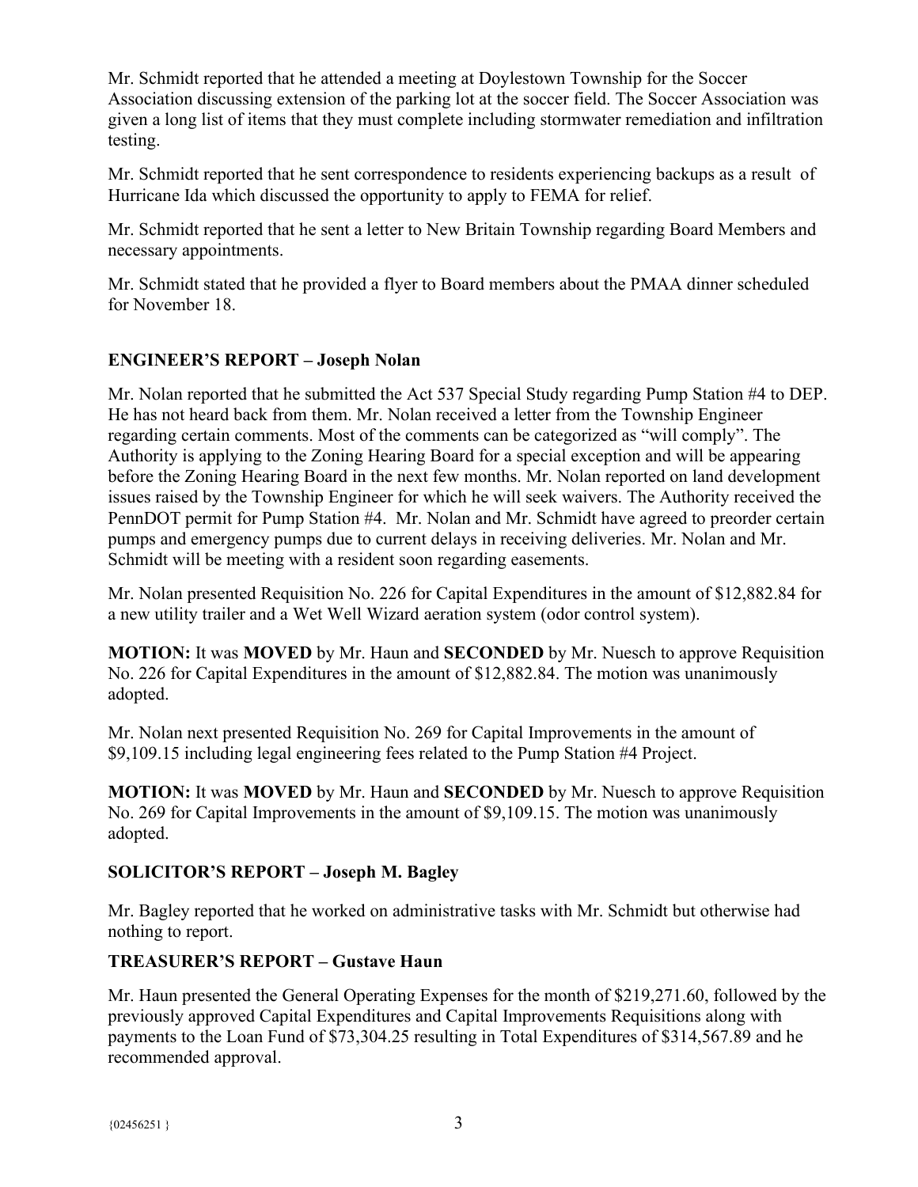Mr. Schmidt reported that he attended a meeting at Doylestown Township for the Soccer Association discussing extension of the parking lot at the soccer field. The Soccer Association was given a long list of items that they must complete including stormwater remediation and infiltration testing.

Mr. Schmidt reported that he sent correspondence to residents experiencing backups as a result of Hurricane Ida which discussed the opportunity to apply to FEMA for relief.

Mr. Schmidt reported that he sent a letter to New Britain Township regarding Board Members and necessary appointments.

Mr. Schmidt stated that he provided a flyer to Board members about the PMAA dinner scheduled for November 18.

## ENGINEER'S REPORT – Joseph Nolan

Mr. Nolan reported that he submitted the Act 537 Special Study regarding Pump Station #4 to DEP. He has not heard back from them. Mr. Nolan received a letter from the Township Engineer regarding certain comments. Most of the comments can be categorized as "will comply". The Authority is applying to the Zoning Hearing Board for a special exception and will be appearing before the Zoning Hearing Board in the next few months. Mr. Nolan reported on land development issues raised by the Township Engineer for which he will seek waivers. The Authority received the PennDOT permit for Pump Station #4. Mr. Nolan and Mr. Schmidt have agreed to preorder certain pumps and emergency pumps due to current delays in receiving deliveries. Mr. Nolan and Mr. Schmidt will be meeting with a resident soon regarding easements.

Mr. Nolan presented Requisition No. 226 for Capital Expenditures in the amount of $12,882.84 for a new utility trailer and a Wet Well Wizard aeration system (odor control system).

**MOTION:** It was **MOVED** by Mr. Haun and **SECONDED** by Mr. Nuesch to approve Requisition No. 226 for Capital Expenditures in the amount of $12,882.84. The motion was unanimously adopted.

Mr. Nolan next presented Requisition No. 269 for Capital Improvements in the amount of $9,109.15 including legal engineering fees related to the Pump Station #4 Project.

**MOTION:** It was **MOVED** by Mr. Haun and **SECONDED** by Mr. Nuesch to approve Requisition No. 269 for Capital Improvements in the amount of $9,109.15. The motion was unanimously adopted.

## SOLICITOR'S REPORT – Joseph M. Bagley

Mr. Bagley reported that he worked on administrative tasks with Mr. Schmidt but otherwise had nothing to report.

## TREASURER'S REPORT – Gustave Haun

Mr. Haun presented the General Operating Expenses for the month of $219,271.60, followed by the previously approved Capital Expenditures and Capital Improvements Requisitions along with payments to the Loan Fund of $73,304.25 resulting in Total Expenditures of $314,567.89 and he recommended approval.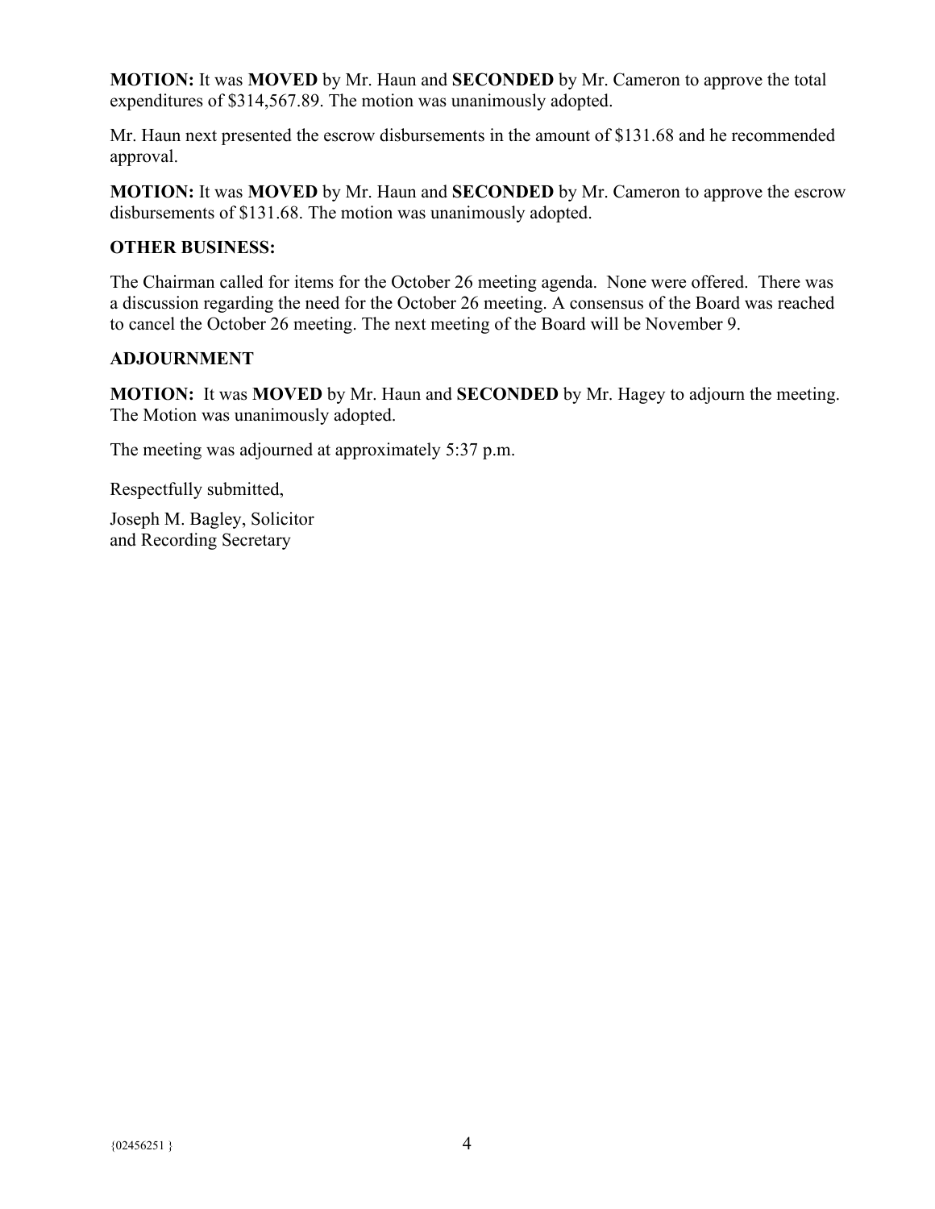**MOTION:** It was **MOVED** by Mr. Haun and **SECONDED** by Mr. Cameron to approve the total expenditures of $314,567.89. The motion was unanimously adopted.

Mr. Haun next presented the escrow disbursements in the amount of $131.68 and he recommended approval.

**MOTION:** It was **MOVED** by Mr. Haun and **SECONDED** by Mr. Cameron to approve the escrow disbursements of $131.68. The motion was unanimously adopted.

**OTHER BUSINESS:**

The Chairman called for items for the October 26 meeting agenda. None were offered. There was a discussion regarding the need for the October 26 meeting. A consensus of the Board was reached to cancel the October 26 meeting. The next meeting of the Board will be November 9.

**ADJOURNMENT**

**MOTION:** It was **MOVED** by Mr. Haun and **SECONDED** by Mr. Hagey to adjourn the meeting. The Motion was unanimously adopted.

The meeting was adjourned at approximately 5:37 p.m.

Respectfully submitted,

Joseph M. Bagley, Solicitor
and Recording Secretary

{02456251 }